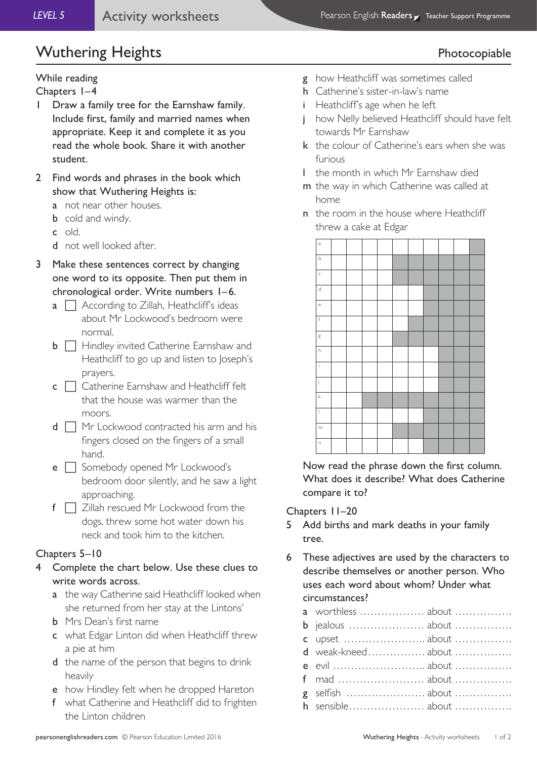# Wuthering Heights

Photocopiable

## While reading

### Chapters 1–4

1 Draw a family tree for the Earnshaw family. Include first, family and married names when appropriate. Keep it and complete it as you read the whole book. Share it with another student.

2 Find words and phrases in the book which show that Wuthering Heights is:

- a not near other houses.
- b cold and windy.
- c old.
- d not well looked after.

3 Make these sentences correct by changing one word to its opposite. Then put them in chronological order. Write numbers 1–6.

- a ☐ According to Zillah, Heathcliff's ideas about Mr Lockwood's bedroom were normal.
- b ☐ Hindley invited Catherine Earnshaw and Heathcliff to go up and listen to Joseph's prayers.
- c ☐ Catherine Earnshaw and Heathcliff felt that the house was warmer than the moors.
- d ☐ Mr Lockwood contracted his arm and his fingers closed on the fingers of a small hand.
- e ☐ Somebody opened Mr Lockwood's bedroom door silently, and he saw a light approaching.
- f ☐ Zillah rescued Mr Lockwood from the dogs, threw some hot water down his neck and took him to the kitchen.

### Chapters 5–10

4 Complete the chart below. Use these clues to write words across.

- a the way Catherine said Heathcliff looked when she returned from her stay at the Lintons'
- b Mrs Dean's first name
- c what Edgar Linton did when Heathcliff threw a pie at him
- d the name of the person that begins to drink heavily
- e how Hindley felt when he dropped Hareton
- f what Catherine and Heathcliff did to frighten the Linton children
- g how Heathcliff was sometimes called
- h Catherine's sister-in-law's name
- i Heathcliff's age when he left
- j how Nelly believed Heathcliff should have felt towards Mr Earnshaw
- k the colour of Catherine's ears when she was furious
- l the month in which Mr Earnshaw died
- m the way in which Catherine was called at home
- n the room in the house where Heathcliff threw a cake at Edgar

| | | | | | | | | | | |
|---|---|---|---|---|---|---|---|---|---|---|
| a | | | | | | | | | | ■ |
| b | | | | | ■ | ■ | ■ | ■ | ■ | ■ |
| c | | | | | ■ | ■ | ■ | ■ | ■ | ■ |
| d | | | | | | | ■ | ■ | ■ | ■ |
| e | | | | | | | ■ | ■ | ■ | ■ |
| f | | | | | | ■ | ■ | ■ | ■ | ■ |
| g | | | | | ■ | ■ | ■ | ■ | ■ | ■ |
| h | | | | | | | | ■ | ■ | ■ |
| i | | | | | | | | ■ | ■ | ■ |
| j | | | | | | | | ■ | ■ | ■ |
| k | | ■ | ■ | ■ | ■ | ■ | ■ | ■ | ■ | ■ |
| l | | | | | | | ■ | ■ | ■ | ■ |
| m | | | | | ■ | ■ | ■ | ■ | ■ | ■ |
| n | | | | | | | ■ | ■ | ■ | ■ |

Now read the phrase down the first column. What does it describe? What does Catherine compare it to?

### Chapters 11–20

5 Add births and mark deaths in your family tree.

6 These adjectives are used by the characters to describe themselves or another person. Who uses each word about whom? Under what circumstances?

- a worthless .................. about ................
- b jealous ..................... about ................
- c upset ....................... about ................
- d weak-kneed................ about ................
- e evil .......................... about ................
- f mad ......................... about ................
- g selfish ...................... about ................
- h sensible..................... about ................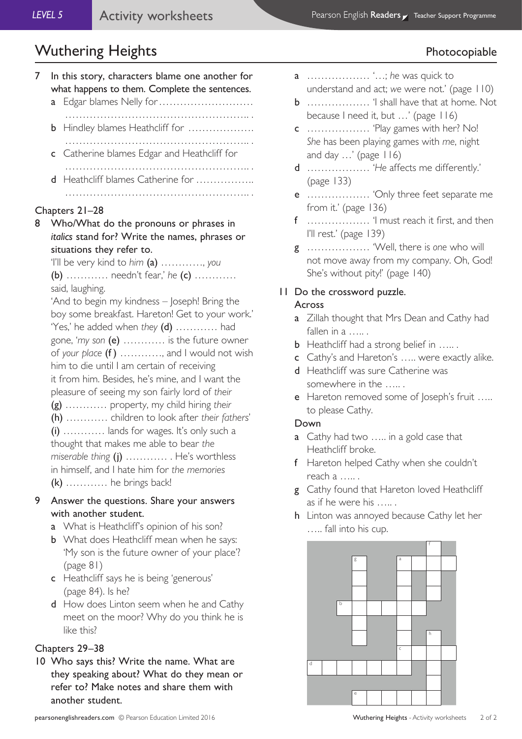# Wuthering Heights

Photocopiable

7 In this story, characters blame one another for what happens to them. Complete the sentences.

a Edgar blames Nelly for ……………………………………………………………………………

b Hindley blames Heathcliff for ……………………………………………………………………

c Catherine blames Edgar and Heathcliff for ……………………………………………………

d Heathcliff blames Catherine for …………………………………………………………………

## Chapters 21–28

8 Who/What do the pronouns or phrases in *italics* stand for? Write the names, phrases or situations they refer to.

'I'll be very kind to *him* **(a)** …………, *you* **(b)** ………… needn't fear,' *he* **(c)** ………… said, laughing.
'And to begin my kindness – Joseph! Bring the boy some breakfast. Hareton! Get to your work.'
'Yes,' he added when *they* **(d)** ………… had gone, '*my son* **(e)** ………… is the future owner of *your place* **(f)** …………, and I would not wish him to die until I am certain of receiving it from him. Besides, he's mine, and I want the pleasure of seeing my son fairly lord of *their* **(g)** ………… property, my child hiring *their* **(h)** ………… children to look after *their fathers'* **(i)** ………… lands for wages. It's only such a thought that makes me able to bear *the miserable thing* **(j)** ………… . He's worthless in himself, and I hate him for *the memories* **(k)** ………… he brings back!

9 Answer the questions. Share your answers with another student.

a What is Heathcliff's opinion of his son?

b What does Heathcliff mean when he says: 'My son is the future owner of your place'? (page 81)

c Heathcliff says he is being 'generous' (page 84). Is he?

d How does Linton seem when he and Cathy meet on the moor? Why do you think he is like this?

## Chapters 29–38

10 Who says this? Write the name. What are they speaking about? What do they mean or refer to? Make notes and share them with another student.

a ……………… '…; *he* was quick to understand and act; *we* were not.' (page 110)

b ……………… 'I shall have that at home. Not because I need it, but …' (page 116)

c ……………… 'Play games with her? No! *She* has been playing games with *me*, night and day …' (page 116)

d ……………… '*He* affects me differently.' (page 133)

e ……………… 'Only three feet separate me from it.' (page 136)

f ……………… 'I must reach it first, and then I'll rest.' (page 139)

g ……………… 'Well, there is *one* who will not move away from my company. Oh, God! She's without pity!' (page 140)

11 Do the crossword puzzle.

**Across**

a Zillah thought that Mrs Dean and Cathy had fallen in a ….. .

b Heathcliff had a strong belief in ….. .

c Cathy's and Hareton's ….. were exactly alike.

d Heathcliff was sure Catherine was somewhere in the ….. .

e Hareton removed some of Joseph's fruit ….. to please Cathy.

**Down**

a Cathy had two ….. in a gold case that Heathcliff broke.

f Hareton helped Cathy when she couldn't reach a ….. .

g Cathy found that Hareton loved Heathcliff as if he were his ….. .

h Linton was annoyed because Cathy let her ….. fall into his cup.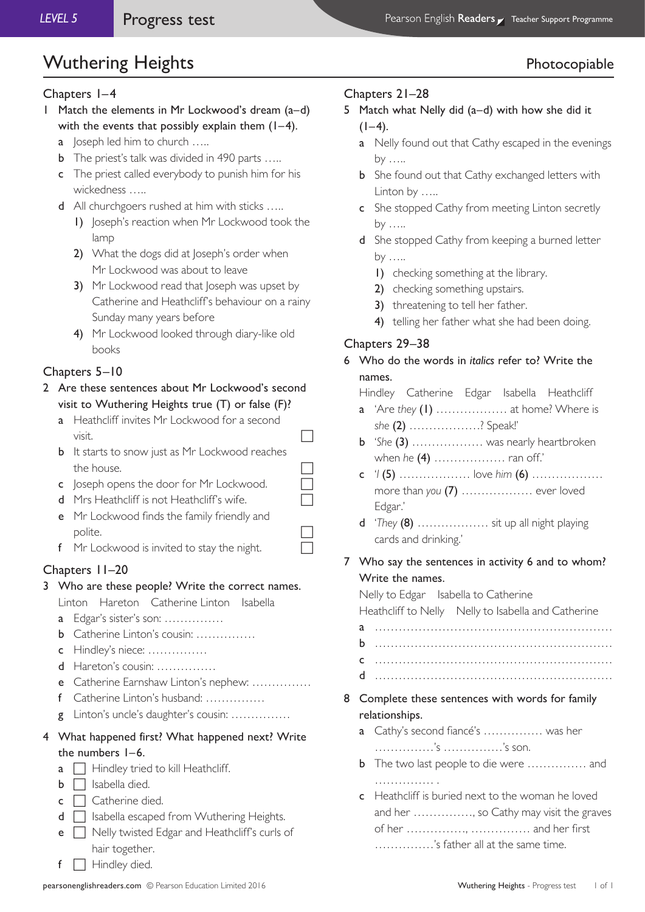# Wuthering Heights

Photocopiable

## Chapters 1–4

1 Match the elements in Mr Lockwood's dream (a–d) with the events that possibly explain them (1–4).

- a Joseph led him to church …..
- b The priest's talk was divided in 490 parts …..
- c The priest called everybody to punish him for his wickedness …..
- d All churchgoers rushed at him with sticks …..
  1) Joseph's reaction when Mr Lockwood took the lamp
  2) What the dogs did at Joseph's order when Mr Lockwood was about to leave
  3) Mr Lockwood read that Joseph was upset by Catherine and Heathcliff's behaviour on a rainy Sunday many years before
  4) Mr Lockwood looked through diary-like old books

## Chapters 5–10

2 Are these sentences about Mr Lockwood's second visit to Wuthering Heights true (T) or false (F)?

- a Heathcliff invites Mr Lockwood for a second visit. ☐
- b It starts to snow just as Mr Lockwood reaches the house. ☐
- c Joseph opens the door for Mr Lockwood. ☐
- d Mrs Heathcliff is not Heathcliff's wife. ☐
- e Mr Lockwood finds the family friendly and polite. ☐
- f Mr Lockwood is invited to stay the night. ☐

## Chapters 11–20

3 Who are these people? Write the correct names.

Linton Hareton Catherine Linton Isabella

- a Edgar's sister's son: ……………
- b Catherine Linton's cousin: ……………
- c Hindley's niece: ……………
- d Hareton's cousin: ……………
- e Catherine Earnshaw Linton's nephew: ……………
- f Catherine Linton's husband: ……………
- g Linton's uncle's daughter's cousin: ……………

4 What happened first? What happened next? Write the numbers 1–6.

- a ☐ Hindley tried to kill Heathcliff.
- b ☐ Isabella died.
- c ☐ Catherine died.
- d ☐ Isabella escaped from Wuthering Heights.
- e ☐ Nelly twisted Edgar and Heathcliff's curls of hair together.
- f ☐ Hindley died.

## Chapters 21–28

5 Match what Nelly did (a–d) with how she did it (1–4).

- a Nelly found out that Cathy escaped in the evenings by …..
- b She found out that Cathy exchanged letters with Linton by …..
- c She stopped Cathy from meeting Linton secretly by …..
- d She stopped Cathy from keeping a burned letter by …..
  1) checking something at the library.
  2) checking something upstairs.
  3) threatening to tell her father.
  4) telling her father what she had been doing.

## Chapters 29–38

6 Who do the words in *italics* refer to? Write the names.

Hindley Catherine Edgar Isabella Heathcliff

- a *'Are they* **(1)** ……………… at home? Where is *she* **(2)** ………………? Speak!'
- b *'She* **(3)** ……………… was nearly heartbroken when *he* **(4)** ……………… ran off.'
- c *'I* **(5)** ……………… love *him* **(6)** ……………… more than *you* **(7)** ……………… ever loved Edgar.'
- d *'They* **(8)** ……………… sit up all night playing cards and drinking.'

7 Who say the sentences in activity 6 and to whom? Write the names.

Nelly to Edgar Isabella to Catherine Heathcliff to Nelly Nelly to Isabella and Catherine

- a ……………………………………………………
- b ……………………………………………………
- c ……………………………………………………
- d ……………………………………………………

8 Complete these sentences with words for family relationships.

- a Cathy's second fiancé's …………… was her ……………'s ……………'s son.
- b The two last people to die were …………… and …………… .
- c Heathcliff is buried next to the woman he loved and her ……………, so Cathy may visit the graves of her ……………, …………… and her first ……………'s father all at the same time.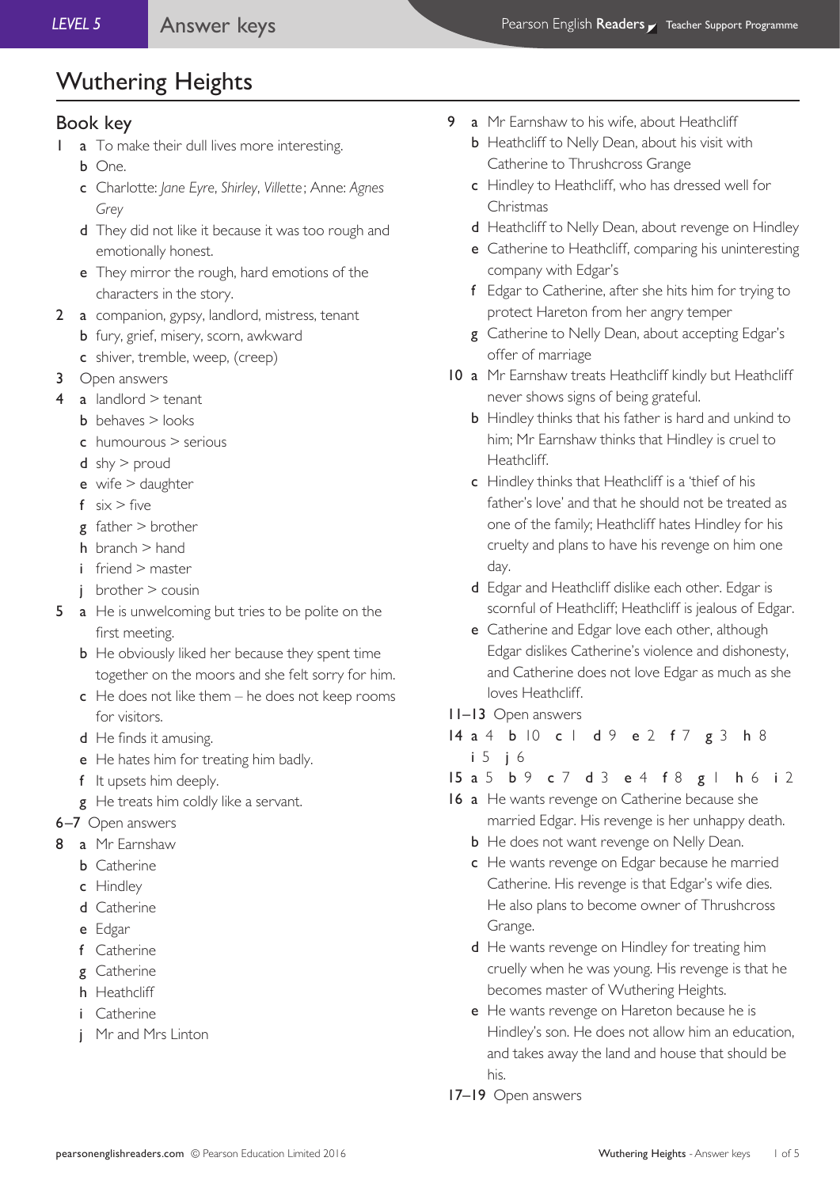# Wuthering Heights

## Book key

1 a To make their dull lives more interesting.
  b One.
  c Charlotte: *Jane Eyre*, *Shirley*, *Villette*; Anne: *Agnes Grey*
  d They did not like it because it was too rough and emotionally honest.
  e They mirror the rough, hard emotions of the characters in the story.

2 a companion, gypsy, landlord, mistress, tenant
  b fury, grief, misery, scorn, awkward
  c shiver, tremble, weep, (creep)

3 Open answers

4 a landlord > tenant
  b behaves > looks
  c humourous > serious
  d shy > proud
  e wife > daughter
  f six > five
  g father > brother
  h branch > hand
  i friend > master
  j brother > cousin

5 a He is unwelcoming but tries to be polite on the first meeting.
  b He obviously liked her because they spent time together on the moors and she felt sorry for him.
  c He does not like them – he does not keep rooms for visitors.
  d He finds it amusing.
  e He hates him for treating him badly.
  f It upsets him deeply.
  g He treats him coldly like a servant.

6–7 Open answers

8 a Mr Earnshaw
  b Catherine
  c Hindley
  d Catherine
  e Edgar
  f Catherine
  g Catherine
  h Heathcliff
  i Catherine
  j Mr and Mrs Linton

9 a Mr Earnshaw to his wife, about Heathcliff
  b Heathcliff to Nelly Dean, about his visit with Catherine to Thrushcross Grange
  c Hindley to Heathcliff, who has dressed well for Christmas
  d Heathcliff to Nelly Dean, about revenge on Hindley
  e Catherine to Heathcliff, comparing his uninteresting company with Edgar's
  f Edgar to Catherine, after she hits him for trying to protect Hareton from her angry temper
  g Catherine to Nelly Dean, about accepting Edgar's offer of marriage

10 a Mr Earnshaw treats Heathcliff kindly but Heathcliff never shows signs of being grateful.
  b Hindley thinks that his father is hard and unkind to him; Mr Earnshaw thinks that Hindley is cruel to Heathcliff.
  c Hindley thinks that Heathcliff is a 'thief of his father's love' and that he should not be treated as one of the family; Heathcliff hates Hindley for his cruelty and plans to have his revenge on him one day.
  d Edgar and Heathcliff dislike each other. Edgar is scornful of Heathcliff; Heathcliff is jealous of Edgar.
  e Catherine and Edgar love each other, although Edgar dislikes Catherine's violence and dishonesty, and Catherine does not love Edgar as much as she loves Heathcliff.

11–13 Open answers

14 a 4 b 10 c 1 d 9 e 2 f 7 g 3 h 8 i 5 j 6

15 a 5 b 9 c 7 d 3 e 4 f 8 g 1 h 6 i 2

16 a He wants revenge on Catherine because she married Edgar. His revenge is her unhappy death.
  b He does not want revenge on Nelly Dean.
  c He wants revenge on Edgar because he married Catherine. His revenge is that Edgar's wife dies. He also plans to become owner of Thrushcross Grange.
  d He wants revenge on Hindley for treating him cruelly when he was young. His revenge is that he becomes master of Wuthering Heights.
  e He wants revenge on Hareton because he is Hindley's son. He does not allow him an education, and takes away the land and house that should be his.

17–19 Open answers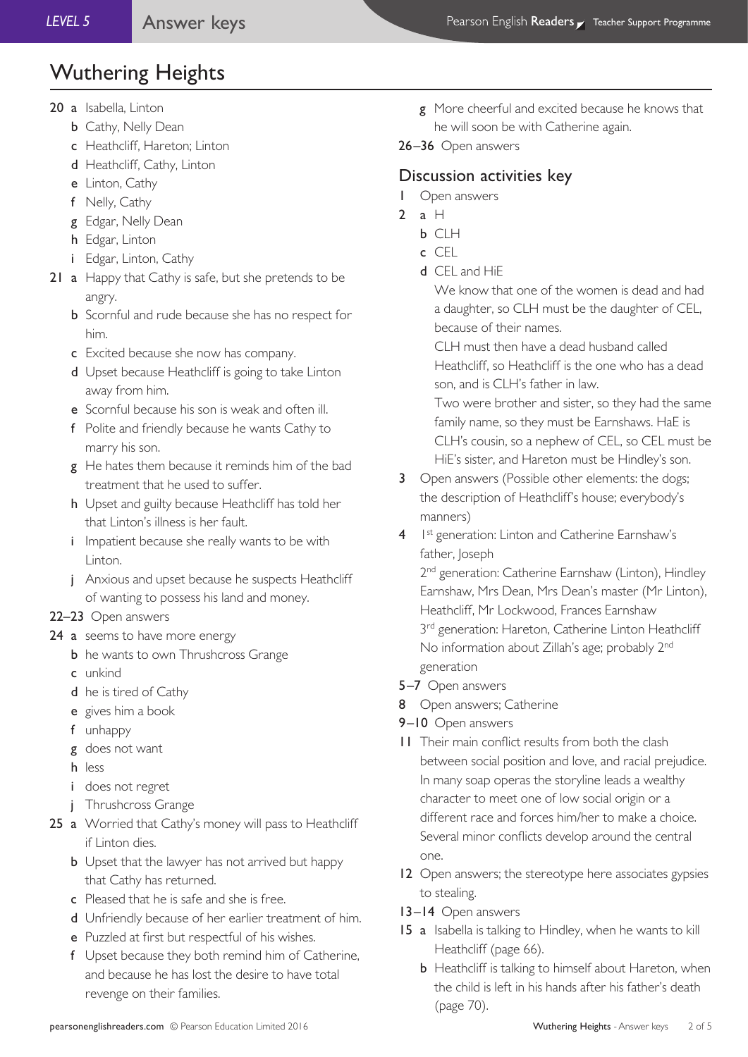# Wuthering Heights

20 a Isabella, Linton
   b Cathy, Nelly Dean
   c Heathcliff, Hareton; Linton
   d Heathcliff, Cathy, Linton
   e Linton, Cathy
   f Nelly, Cathy
   g Edgar, Nelly Dean
   h Edgar, Linton
   i Edgar, Linton, Cathy

21 a Happy that Cathy is safe, but she pretends to be angry.
   b Scornful and rude because she has no respect for him.
   c Excited because she now has company.
   d Upset because Heathcliff is going to take Linton away from him.
   e Scornful because his son is weak and often ill.
   f Polite and friendly because he wants Cathy to marry his son.
   g He hates them because it reminds him of the bad treatment that he used to suffer.
   h Upset and guilty because Heathcliff has told her that Linton's illness is her fault.
   i Impatient because she really wants to be with Linton.
   j Anxious and upset because he suspects Heathcliff of wanting to possess his land and money.

22–23 Open answers

24 a seems to have more energy
   b he wants to own Thrushcross Grange
   c unkind
   d he is tired of Cathy
   e gives him a book
   f unhappy
   g does not want
   h less
   i does not regret
   j Thrushcross Grange

25 a Worried that Cathy's money will pass to Heathcliff if Linton dies.
   b Upset that the lawyer has not arrived but happy that Cathy has returned.
   c Pleased that he is safe and she is free.
   d Unfriendly because of her earlier treatment of him.
   e Puzzled at first but respectful of his wishes.
   f Upset because they both remind him of Catherine, and because he has lost the desire to have total revenge on their families.
   g More cheerful and excited because he knows that he will soon be with Catherine again.

26–36 Open answers

## Discussion activities key

1 Open answers

2 a H
   b CLH
   c CEL
   d CEL and HiE

   We know that one of the women is dead and had a daughter, so CLH must be the daughter of CEL, because of their names.

   CLH must then have a dead husband called Heathcliff, so Heathcliff is the one who has a dead son, and is CLH's father in law.

   Two were brother and sister, so they had the same family name, so they must be Earnshaws. HaE is CLH's cousin, so a nephew of CEL, so CEL must be HiE's sister, and Hareton must be Hindley's son.

3 Open answers (Possible other elements: the dogs; the description of Heathcliff's house; everybody's manners)

4 1st generation: Linton and Catherine Earnshaw's father, Joseph

   2nd generation: Catherine Earnshaw (Linton), Hindley Earnshaw, Mrs Dean, Mrs Dean's master (Mr Linton), Heathcliff, Mr Lockwood, Frances Earnshaw

   3rd generation: Hareton, Catherine Linton Heathcliff

   No information about Zillah's age; probably 2nd generation

5–7 Open answers

8 Open answers; Catherine

9–10 Open answers

11 Their main conflict results from both the clash between social position and love, and racial prejudice. In many soap operas the storyline leads a wealthy character to meet one of low social origin or a different race and forces him/her to make a choice. Several minor conflicts develop around the central one.

12 Open answers; the stereotype here associates gypsies to stealing.

13–14 Open answers

15 a Isabella is talking to Hindley, when he wants to kill Heathcliff (page 66).
   b Heathcliff is talking to himself about Hareton, when the child is left in his hands after his father's death (page 70).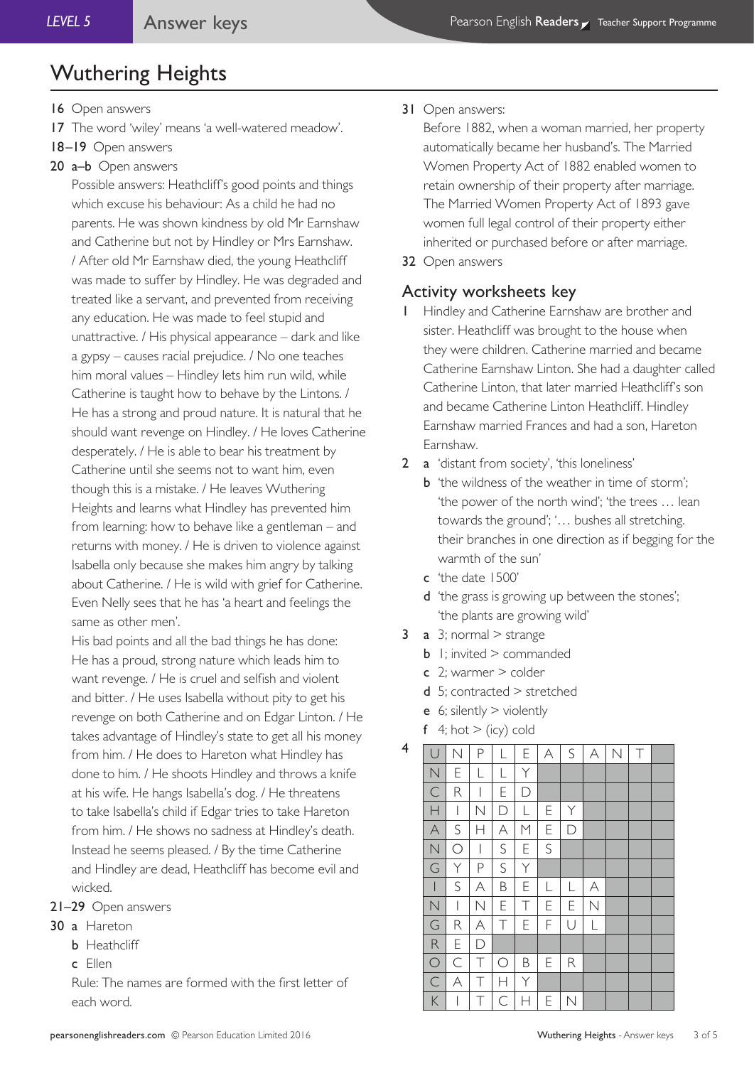# Wuthering Heights

**16** Open answers

**17** The word 'wiley' means 'a well-watered meadow'.

**18–19** Open answers

**20** **a–b** Open answers

Possible answers: Heathcliff's good points and things which excuse his behaviour: As a child he had no parents. He was shown kindness by old Mr Earnshaw and Catherine but not by Hindley or Mrs Earnshaw. / After old Mr Earnshaw died, the young Heathcliff was made to suffer by Hindley. He was degraded and treated like a servant, and prevented from receiving any education. He was made to feel stupid and unattractive. / His physical appearance – dark and like a gypsy – causes racial prejudice. / No one teaches him moral values – Hindley lets him run wild, while Catherine is taught how to behave by the Lintons. / He has a strong and proud nature. It is natural that he should want revenge on Hindley. / He loves Catherine desperately. / He is able to bear his treatment by Catherine until she seems not to want him, even though this is a mistake. / He leaves Wuthering Heights and learns what Hindley has prevented him from learning: how to behave like a gentleman – and returns with money. / He is driven to violence against Isabella only because she makes him angry by talking about Catherine. / He is wild with grief for Catherine. Even Nelly sees that he has 'a heart and feelings the same as other men'.

His bad points and all the bad things he has done: He has a proud, strong nature which leads him to want revenge. / He is cruel and selfish and violent and bitter. / He uses Isabella without pity to get his revenge on both Catherine and on Edgar Linton. / He takes advantage of Hindley's state to get all his money from him. / He does to Hareton what Hindley has done to him. / He shoots Hindley and throws a knife at his wife. He hangs Isabella's dog. / He threatens to take Isabella's child if Edgar tries to take Hareton from him. / He shows no sadness at Hindley's death. Instead he seems pleased. / By the time Catherine and Hindley are dead, Heathcliff has become evil and wicked.

**21–29** Open answers

**30** **a** Hareton
**b** Heathcliff
**c** Ellen

Rule: The names are formed with the first letter of each word.

**31** Open answers:

Before 1882, when a woman married, her property automatically became her husband's. The Married Women Property Act of 1882 enabled women to retain ownership of their property after marriage. The Married Women Property Act of 1893 gave women full legal control of their property either inherited or purchased before or after marriage.

**32** Open answers

## Activity worksheets key

**1** Hindley and Catherine Earnshaw are brother and sister. Heathcliff was brought to the house when they were children. Catherine married and became Catherine Earnshaw Linton. She had a daughter called Catherine Linton, that later married Heathcliff's son and became Catherine Linton Heathcliff. Hindley Earnshaw married Frances and had a son, Hareton Earnshaw.

**2** **a** 'distant from society', 'this loneliness'
**b** 'the wildness of the weather in time of storm'; 'the power of the north wind'; 'the trees … lean towards the ground'; '… bushes all stretching. their branches in one direction as if begging for the warmth of the sun'
**c** 'the date 1500'
**d** 'the grass is growing up between the stones'; 'the plants are growing wild'

**3** **a** 3; normal > strange
**b** 1; invited > commanded
**c** 2; warmer > colder
**d** 5; contracted > stretched
**e** 6; silently > violently
**f** 4; hot > (icy) cold

**4**

| | | | | | | | | | | |
|---|---|---|---|---|---|---|---|---|---|---|
| U | N | P | L | E | A | S | A | N | T | |
| N | E | L | L | Y | | | | | | |
| C | R | I | E | D | | | | | | |
| H | I | N | D | L | E | Y | | | | |
| A | S | H | A | M | E | D | | | | |
| N | O | I | S | E | S | | | | | |
| G | Y | P | S | Y | | | | | | |
| I | S | A | B | E | L | L | A | | | |
| N | I | N | E | T | E | E | N | | | |
| G | R | A | T | E | F | U | L | | | |
| R | E | D | | | | | | | | |
| O | C | T | O | B | E | R | | | | |
| C | A | T | H | Y | | | | | | |
| K | I | T | C | H | E | N | | | | |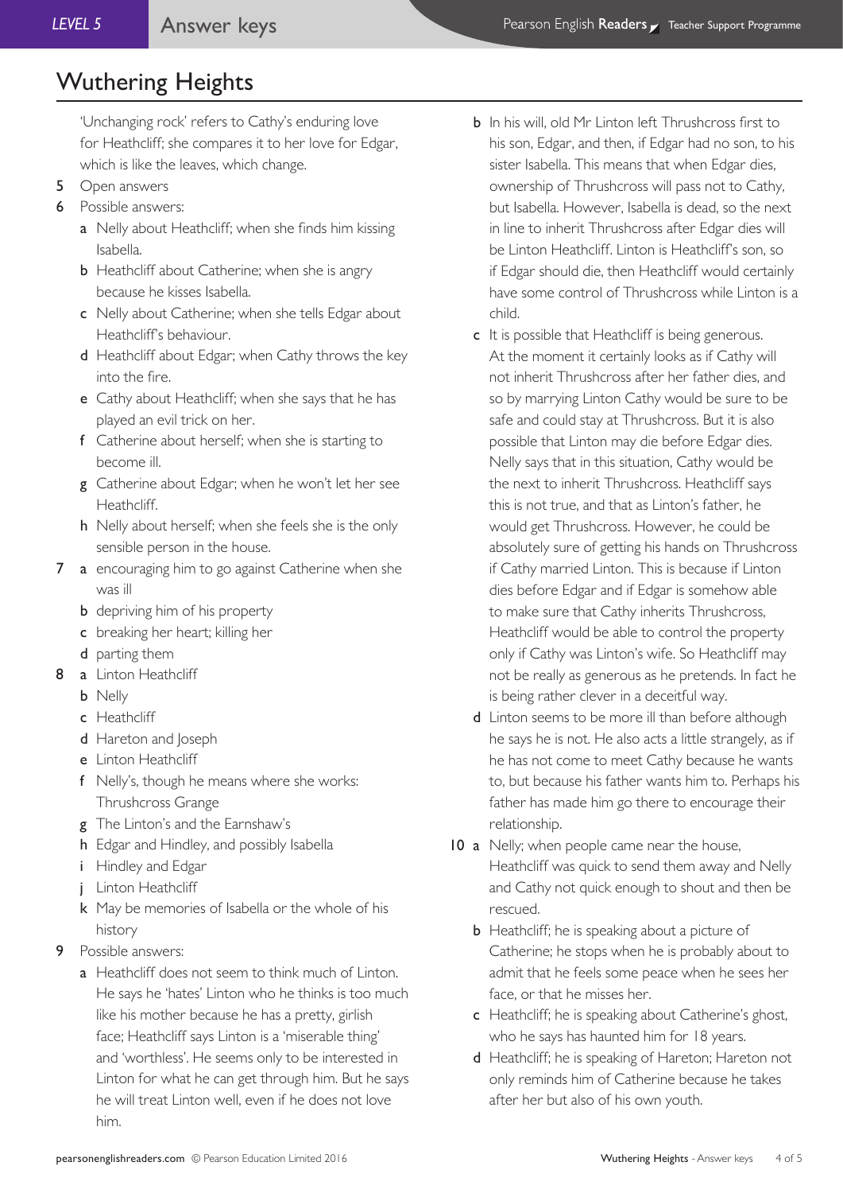# Wuthering Heights

'Unchanging rock' refers to Cathy's enduring love for Heathcliff; she compares it to her love for Edgar, which is like the leaves, which change.

5 Open answers

6 Possible answers:
  - **a** Nelly about Heathcliff; when she finds him kissing Isabella.
  - **b** Heathcliff about Catherine; when she is angry because he kisses Isabella.
  - **c** Nelly about Catherine; when she tells Edgar about Heathcliff's behaviour.
  - **d** Heathcliff about Edgar; when Cathy throws the key into the fire.
  - **e** Cathy about Heathcliff; when she says that he has played an evil trick on her.
  - **f** Catherine about herself; when she is starting to become ill.
  - **g** Catherine about Edgar; when he won't let her see Heathcliff.
  - **h** Nelly about herself; when she feels she is the only sensible person in the house.

7
  - **a** encouraging him to go against Catherine when she was ill
  - **b** depriving him of his property
  - **c** breaking her heart; killing her
  - **d** parting them

8
  - **a** Linton Heathcliff
  - **b** Nelly
  - **c** Heathcliff
  - **d** Hareton and Joseph
  - **e** Linton Heathcliff
  - **f** Nelly's, though he means where she works: Thrushcross Grange
  - **g** The Linton's and the Earnshaw's
  - **h** Edgar and Hindley, and possibly Isabella
  - **i** Hindley and Edgar
  - **j** Linton Heathcliff
  - **k** May be memories of Isabella or the whole of his history

9 Possible answers:
  - **a** Heathcliff does not seem to think much of Linton. He says he 'hates' Linton who he thinks is too much like his mother because he has a pretty, girlish face; Heathcliff says Linton is a 'miserable thing' and 'worthless'. He seems only to be interested in Linton for what he can get through him. But he says he will treat Linton well, even if he does not love him.
  - **b** In his will, old Mr Linton left Thrushcross first to his son, Edgar, and then, if Edgar had no son, to his sister Isabella. This means that when Edgar dies, ownership of Thrushcross will pass not to Cathy, but Isabella. However, Isabella is dead, so the next in line to inherit Thrushcross after Edgar dies will be Linton Heathcliff. Linton is Heathcliff's son, so if Edgar should die, then Heathcliff would certainly have some control of Thrushcross while Linton is a child.
  - **c** It is possible that Heathcliff is being generous. At the moment it certainly looks as if Cathy will not inherit Thrushcross after her father dies, and so by marrying Linton Cathy would be sure to be safe and could stay at Thrushcross. But it is also possible that Linton may die before Edgar dies. Nelly says that in this situation, Cathy would be the next to inherit Thrushcross. Heathcliff says this is not true, and that as Linton's father, he would get Thrushcross. However, he could be absolutely sure of getting his hands on Thrushcross if Cathy married Linton. This is because if Linton dies before Edgar and if Edgar is somehow able to make sure that Cathy inherits Thrushcross, Heathcliff would be able to control the property only if Cathy was Linton's wife. So Heathcliff may not be really as generous as he pretends. In fact he is being rather clever in a deceitful way.
  - **d** Linton seems to be more ill than before although he says he is not. He also acts a little strangely, as if he has not come to meet Cathy because he wants to, but because his father wants him to. Perhaps his father has made him go there to encourage their relationship.

10
  - **a** Nelly; when people came near the house, Heathcliff was quick to send them away and Nelly and Cathy not quick enough to shout and then be rescued.
  - **b** Heathcliff; he is speaking about a picture of Catherine; he stops when he is probably about to admit that he feels some peace when he sees her face, or that he misses her.
  - **c** Heathcliff; he is speaking about Catherine's ghost, who he says has haunted him for 18 years.
  - **d** Heathcliff; he is speaking of Hareton; Hareton not only reminds him of Catherine because he takes after her but also of his own youth.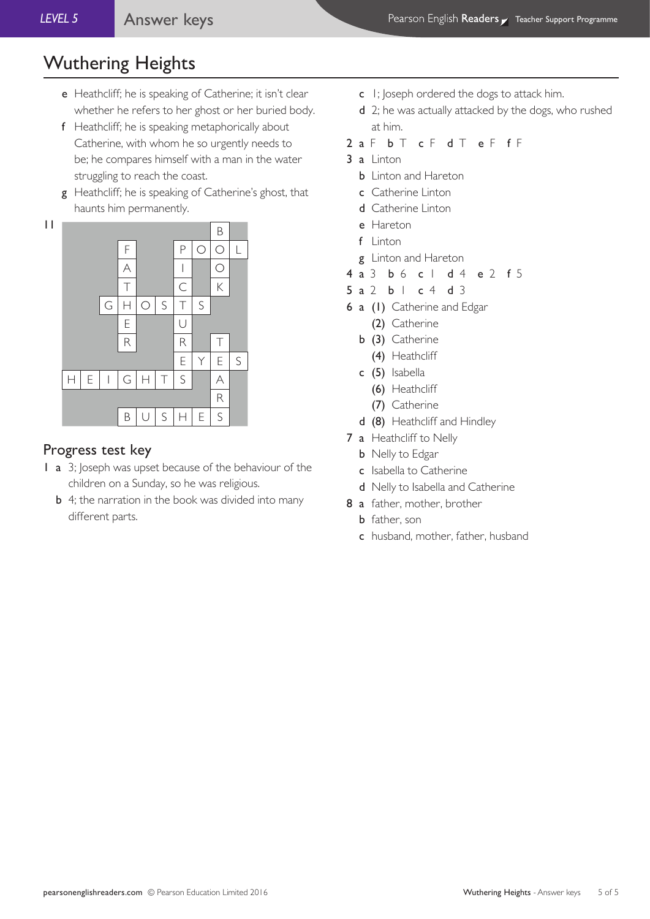# Wuthering Heights

e Heathcliff; he is speaking of Catherine; it isn't clear whether he refers to her ghost or her buried body.

f Heathcliff; he is speaking metaphorically about Catherine, with whom he so urgently needs to be; he compares himself with a man in the water struggling to reach the coast.

g Heathcliff; he is speaking of Catherine's ghost, that haunts him permanently.

11

| | | | | | | | | | |
|---|---|---|---|---|---|---|---|---|---|
| | | | | | | | | B | |
| | | | F | | | P | O | O | L |
| | | | A | | | I | | O | |
| | | | T | | | C | | K | |
| | | G | H | O | S | T | S | | |
| | | | E | | | U | | | |
| | | | R | | | R | | T | |
| | | | | | | E | Y | E | S |
| H | E | I | G | H | T | S | | A | |
| | | | | | | | | R | |
| | | | B | U | S | H | E | S | |

## Progress test key

1 a 3; Joseph was upset because of the behaviour of the children on a Sunday, so he was religious.

b 4; the narration in the book was divided into many different parts.

c 1; Joseph ordered the dogs to attack him.

d 2; he was actually attacked by the dogs, who rushed at him.

2 a F b T c F d T e F f F

3 a Linton
b Linton and Hareton
c Catherine Linton
d Catherine Linton
e Hareton
f Linton
g Linton and Hareton

4 a 3 b 6 c 1 d 4 e 2 f 5

5 a 2 b 1 c 4 d 3

6 a (1) Catherine and Edgar
(2) Catherine
b (3) Catherine
(4) Heathcliff
c (5) Isabella
(6) Heathcliff
(7) Catherine
d (8) Heathcliff and Hindley

7 a Heathcliff to Nelly
b Nelly to Edgar
c Isabella to Catherine
d Nelly to Isabella and Catherine

8 a father, mother, brother
b father, son
c husband, mother, father, husband